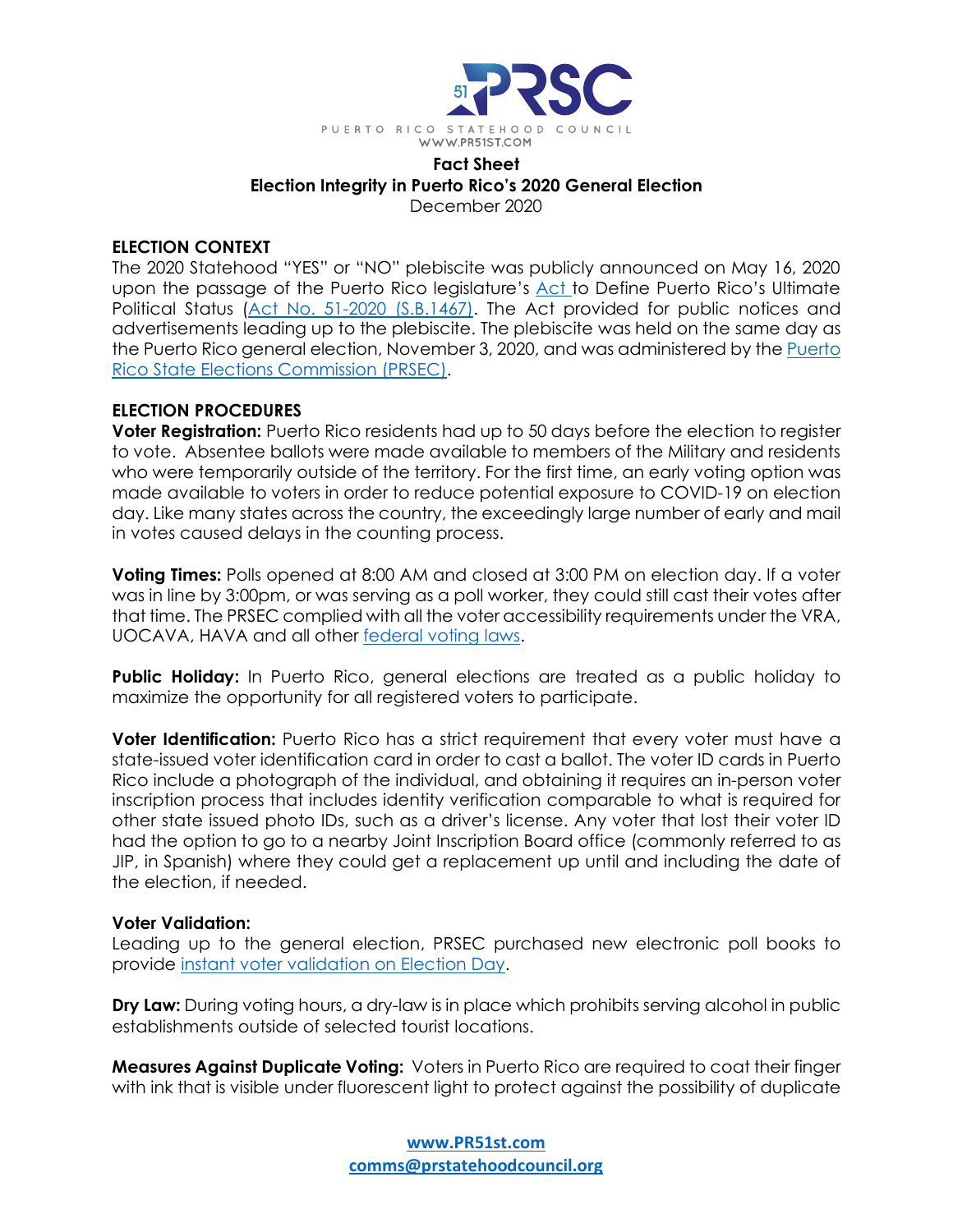PUERTO RICO STATEHOOD COUNCIL
WWW.PR51ST.COM

**Fact Sheet**
**Election Integrity in Puerto Rico's 2020 General Election**
December 2020

## ELECTION CONTEXT

The 2020 Statehood "YES" or "NO" plebiscite was publicly announced on May 16, 2020 upon the passage of the Puerto Rico legislature's Act to Define Puerto Rico's Ultimate Political Status (Act No. 51-2020 (S.B.1467)). The Act provided for public notices and advertisements leading up to the plebiscite. The plebiscite was held on the same day as the Puerto Rico general election, November 3, 2020, and was administered by the Puerto Rico State Elections Commission (PRSEC).

## ELECTION PROCEDURES

**Voter Registration:** Puerto Rico residents had up to 50 days before the election to register to vote. Absentee ballots were made available to members of the Military and residents who were temporarily outside of the territory. For the first time, an early voting option was made available to voters in order to reduce potential exposure to COVID-19 on election day. Like many states across the country, the exceedingly large number of early and mail in votes caused delays in the counting process.

**Voting Times:** Polls opened at 8:00 AM and closed at 3:00 PM on election day. If a voter was in line by 3:00pm, or was serving as a poll worker, they could still cast their votes after that time. The PRSEC complied with all the voter accessibility requirements under the VRA, UOCAVA, HAVA and all other federal voting laws.

**Public Holiday:** In Puerto Rico, general elections are treated as a public holiday to maximize the opportunity for all registered voters to participate.

**Voter Identification:** Puerto Rico has a strict requirement that every voter must have a state-issued voter identification card in order to cast a ballot. The voter ID cards in Puerto Rico include a photograph of the individual, and obtaining it requires an in-person voter inscription process that includes identity verification comparable to what is required for other state issued photo IDs, such as a driver's license. Any voter that lost their voter ID had the option to go to a nearby Joint Inscription Board office (commonly referred to as JIP, in Spanish) where they could get a replacement up until and including the date of the election, if needed.

**Voter Validation:**
Leading up to the general election, PRSEC purchased new electronic poll books to provide instant voter validation on Election Day.

**Dry Law:** During voting hours, a dry-law is in place which prohibits serving alcohol in public establishments outside of selected tourist locations.

**Measures Against Duplicate Voting:** Voters in Puerto Rico are required to coat their finger with ink that is visible under fluorescent light to protect against the possibility of duplicate

www.PR51st.com
comms@prstatehoodcouncil.org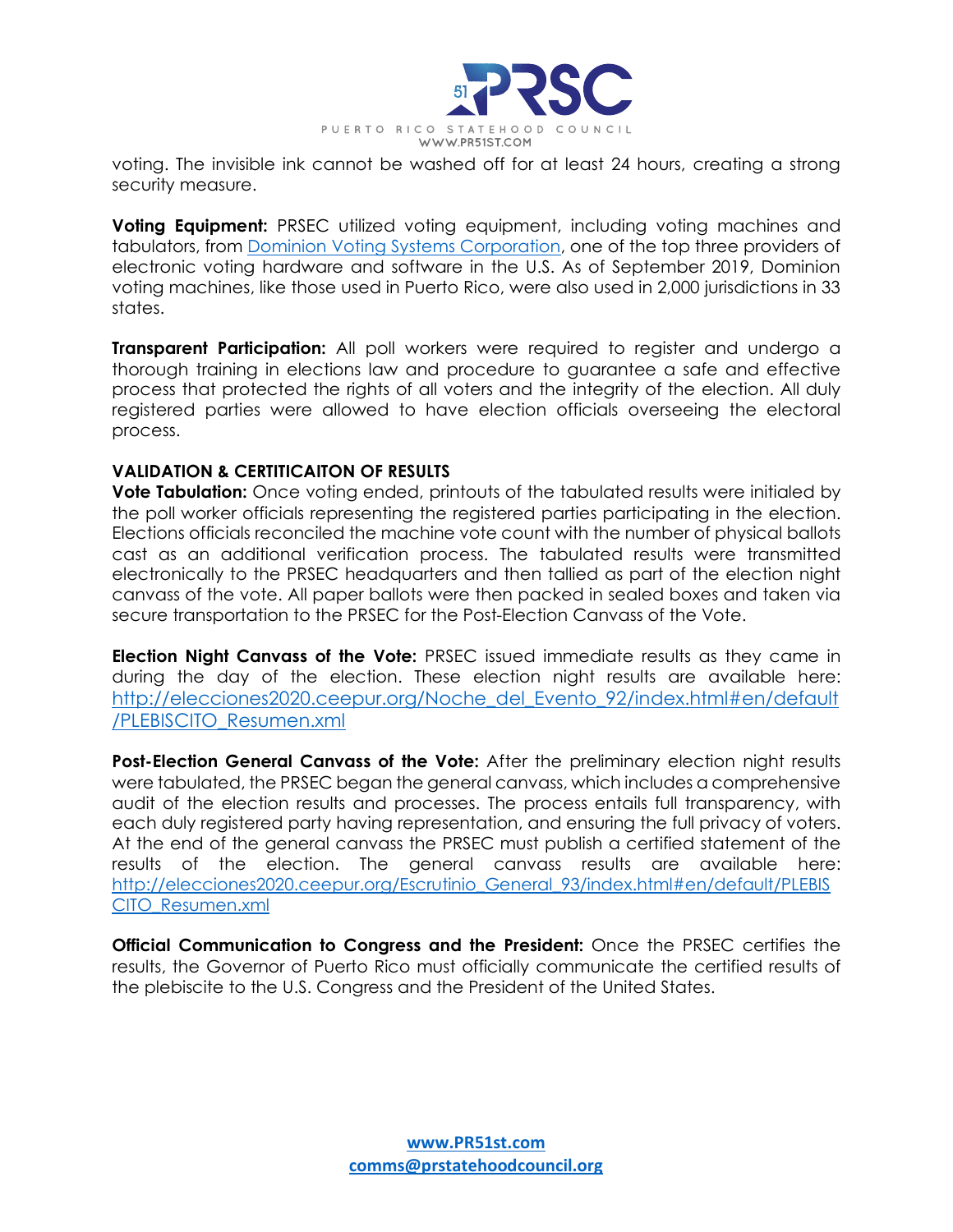voting. The invisible ink cannot be washed off for at least 24 hours, creating a strong security measure.

**Voting Equipment:** PRSEC utilized voting equipment, including voting machines and tabulators, from Dominion Voting Systems Corporation, one of the top three providers of electronic voting hardware and software in the U.S. As of September 2019, Dominion voting machines, like those used in Puerto Rico, were also used in 2,000 jurisdictions in 33 states.

**Transparent Participation:** All poll workers were required to register and undergo a thorough training in elections law and procedure to guarantee a safe and effective process that protected the rights of all voters and the integrity of the election. All duly registered parties were allowed to have election officials overseeing the electoral process.

**VALIDATION & CERTITICAITON OF RESULTS**

**Vote Tabulation:** Once voting ended, printouts of the tabulated results were initialed by the poll worker officials representing the registered parties participating in the election. Elections officials reconciled the machine vote count with the number of physical ballots cast as an additional verification process. The tabulated results were transmitted electronically to the PRSEC headquarters and then tallied as part of the election night canvass of the vote. All paper ballots were then packed in sealed boxes and taken via secure transportation to the PRSEC for the Post-Election Canvass of the Vote.

**Election Night Canvass of the Vote:** PRSEC issued immediate results as they came in during the day of the election. These election night results are available here: http://elecciones2020.ceepur.org/Noche_del_Evento_92/index.html#en/default/PLEBISCITO_Resumen.xml

**Post-Election General Canvass of the Vote:** After the preliminary election night results were tabulated, the PRSEC began the general canvass, which includes a comprehensive audit of the election results and processes. The process entails full transparency, with each duly registered party having representation, and ensuring the full privacy of voters. At the end of the general canvass the PRSEC must publish a certified statement of the results of the election. The general canvass results are available here: http://elecciones2020.ceepur.org/Escrutinio_General_93/index.html#en/default/PLEBISCITO_Resumen.xml

**Official Communication to Congress and the President:** Once the PRSEC certifies the results, the Governor of Puerto Rico must officially communicate the certified results of the plebiscite to the U.S. Congress and the President of the United States.